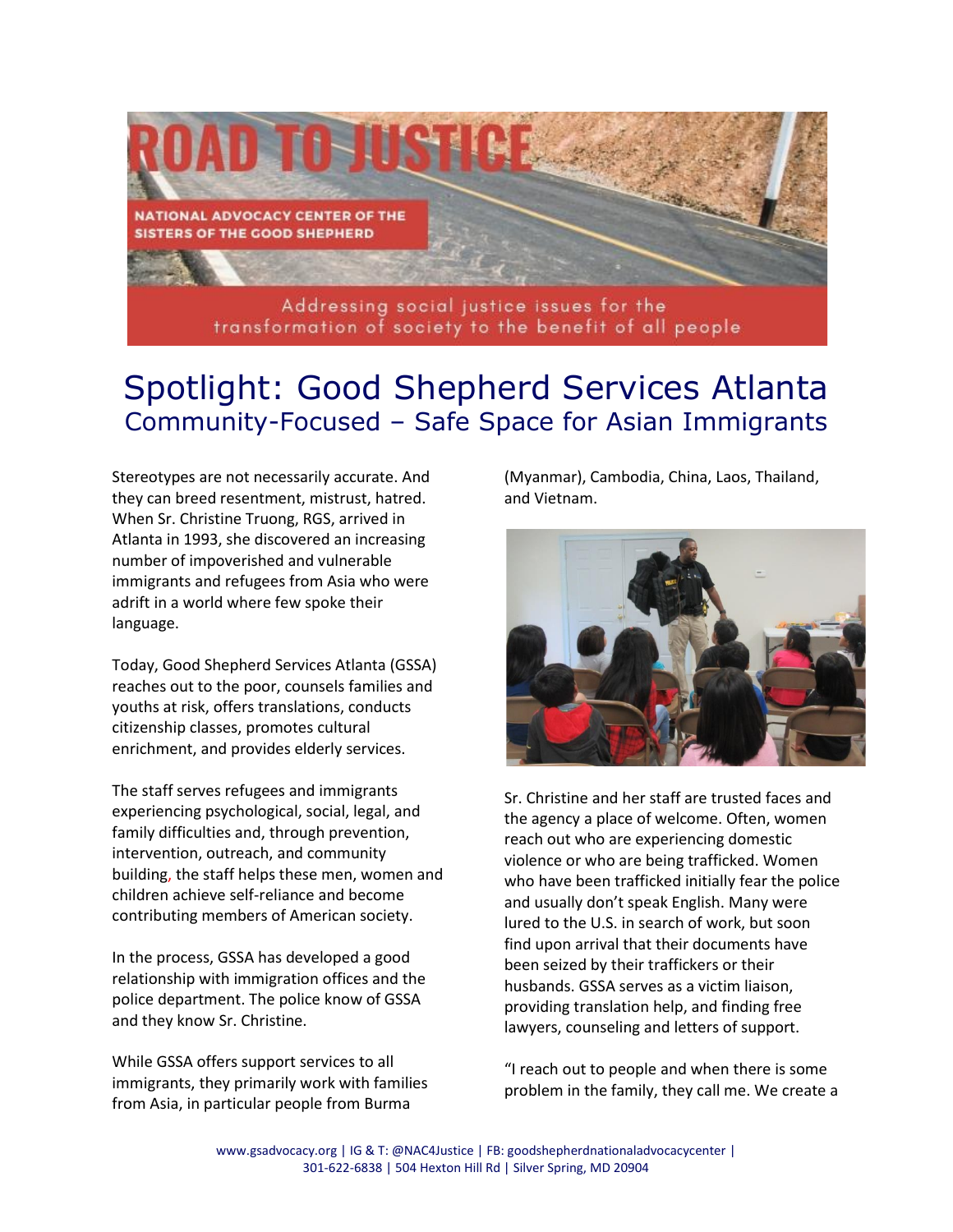# ROAD TO JUSTICE

NATIONAL ADVOCACY CENTER OF THE SISTERS OF THE GOOD SHEPHERD

Addressing social justice issues for the transformation of society to the benefit of all people

# Spotlight: Good Shepherd Services Atlanta

## Community-Focused – Safe Space for Asian Immigrants

Stereotypes are not necessarily accurate. And they can breed resentment, mistrust, hatred. When Sr. Christine Truong, RGS, arrived in Atlanta in 1993, she discovered an increasing number of impoverished and vulnerable immigrants and refugees from Asia who were adrift in a world where few spoke their language.

Today, Good Shepherd Services Atlanta (GSSA) reaches out to the poor, counsels families and youths at risk, offers translations, conducts citizenship classes, promotes cultural enrichment, and provides elderly services.

The staff serves refugees and immigrants experiencing psychological, social, legal, and family difficulties and, through prevention, intervention, outreach, and community building, the staff helps these men, women and children achieve self-reliance and become contributing members of American society.

In the process, GSSA has developed a good relationship with immigration offices and the police department. The police know of GSSA and they know Sr. Christine.

While GSSA offers support services to all immigrants, they primarily work with families from Asia, in particular people from Burma (Myanmar), Cambodia, China, Laos, Thailand, and Vietnam.

Sr. Christine and her staff are trusted faces and the agency a place of welcome. Often, women reach out who are experiencing domestic violence or who are being trafficked. Women who have been trafficked initially fear the police and usually don't speak English. Many were lured to the U.S. in search of work, but soon find upon arrival that their documents have been seized by their traffickers or their husbands. GSSA serves as a victim liaison, providing translation help, and finding free lawyers, counseling and letters of support.

"I reach out to people and when there is some problem in the family, they call me. We create a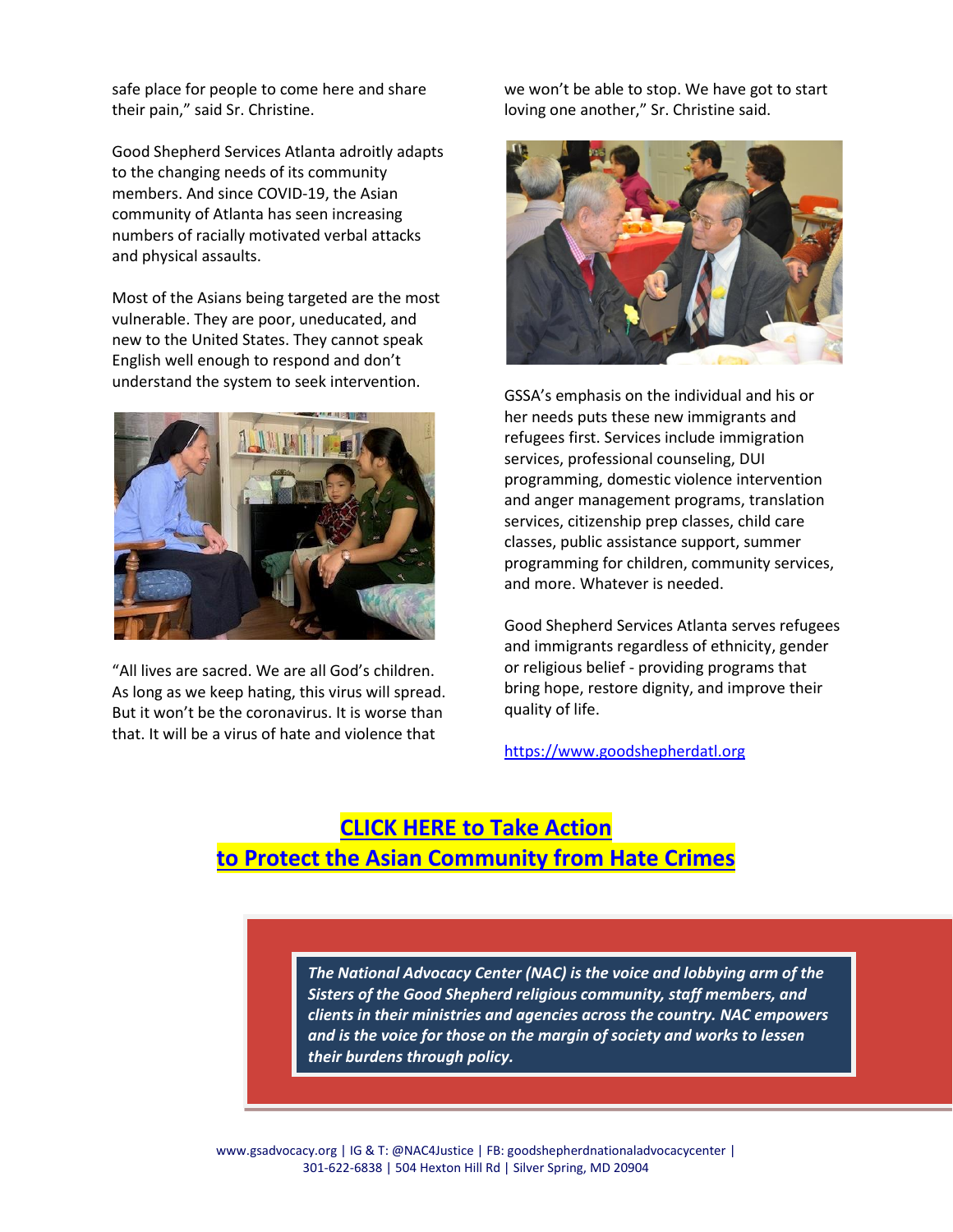safe place for people to come here and share their pain," said Sr. Christine.

Good Shepherd Services Atlanta adroitly adapts to the changing needs of its community members. And since COVID-19, the Asian community of Atlanta has seen increasing numbers of racially motivated verbal attacks and physical assaults.

Most of the Asians being targeted are the most vulnerable. They are poor, uneducated, and new to the United States. They cannot speak English well enough to respond and don't understand the system to seek intervention.

"All lives are sacred. We are all God's children. As long as we keep hating, this virus will spread. But it won't be the coronavirus. It is worse than that. It will be a virus of hate and violence that we won't be able to stop. We have got to start loving one another," Sr. Christine said.

GSSA's emphasis on the individual and his or her needs puts these new immigrants and refugees first. Services include immigration services, professional counseling, DUI programming, domestic violence intervention and anger management programs, translation services, citizenship prep classes, child care classes, public assistance support, summer programming for children, community services, and more. Whatever is needed.

Good Shepherd Services Atlanta serves refugees and immigrants regardless of ethnicity, gender or religious belief - providing programs that bring hope, restore dignity, and improve their quality of life.

https://www.goodshepherdatl.org

**CLICK HERE to Take Action**
**to Protect the Asian Community from Hate Crimes**

***The National Advocacy Center (NAC) is the voice and lobbying arm of the Sisters of the Good Shepherd religious community, staff members, and clients in their ministries and agencies across the country. NAC empowers and is the voice for those on the margin of society and works to lessen their burdens through policy.***

www.gsadvocacy.org | IG & T: @NAC4Justice | FB: goodshepherdnationaladvocacycenter | 301-622-6838 | 504 Hexton Hill Rd | Silver Spring, MD 20904